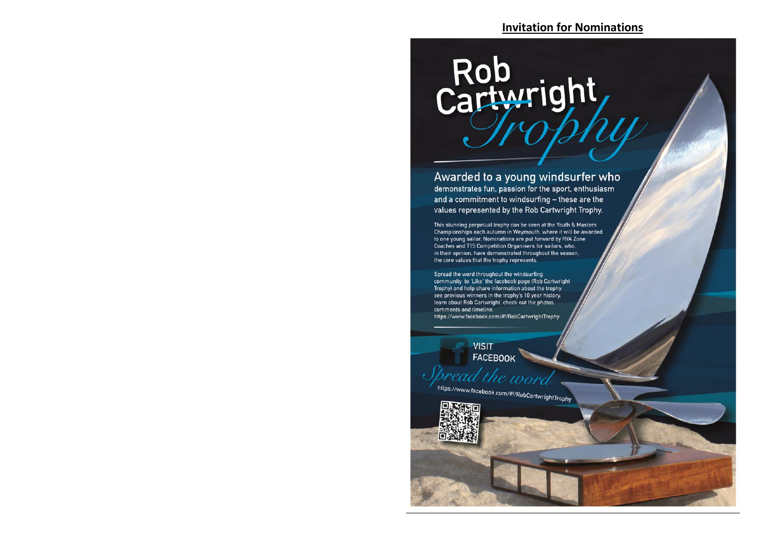## Invitation for Nominations

# Rob Cartwright *Trophy*

### Awarded to a young windsurfer who demonstrates fun, passion for the sport, enthusiasm and a commitment to windsurfing – these are the values represented by the Rob Cartwright Trophy.

This stunning perpetual trophy can be seen at the Youth & Masters Championships each autumn in Weymouth, where it will be awarded to one young sailor. Nominations are put forward by RYA Zone Coaches and T15 Competition Organisers for sailors, who, in their opinion, have demonstrated throughout the season, the core values that the trophy represents.

Spread the word throughout the windsurfing community to 'Like' the facebook page (Rob Cartwright Trophy) and help share information about the trophy, see previous winners in the trophy's 10 year history, learn about Rob Cartwright, check out the photos, comments and timeline.
https://www.facebook.com/#!/RobCartwrightTrophy

VISIT FACEBOOK

*Spread the word*

https://www.facebook.com/#!/RobCartwrightTrophy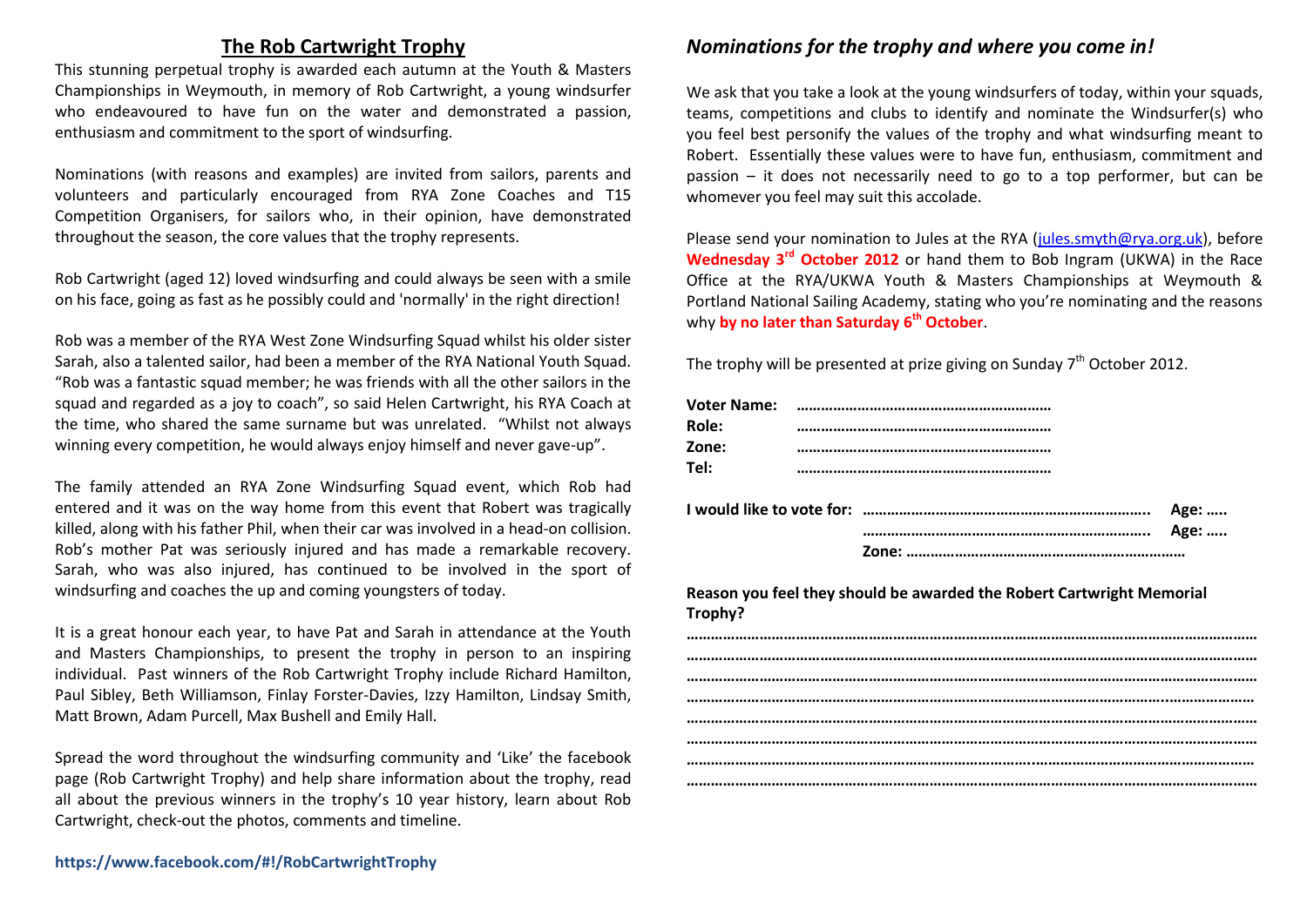## The Rob Cartwright Trophy

This stunning perpetual trophy is awarded each autumn at the Youth & Masters Championships in Weymouth, in memory of Rob Cartwright, a young windsurfer who endeavoured to have fun on the water and demonstrated a passion, enthusiasm and commitment to the sport of windsurfing.

Nominations (with reasons and examples) are invited from sailors, parents and volunteers and particularly encouraged from RYA Zone Coaches and T15 Competition Organisers, for sailors who, in their opinion, have demonstrated throughout the season, the core values that the trophy represents.

Rob Cartwright (aged 12) loved windsurfing and could always be seen with a smile on his face, going as fast as he possibly could and 'normally' in the right direction!

Rob was a member of the RYA West Zone Windsurfing Squad whilst his older sister Sarah, also a talented sailor, had been a member of the RYA National Youth Squad. "Rob was a fantastic squad member; he was friends with all the other sailors in the squad and regarded as a joy to coach", so said Helen Cartwright, his RYA Coach at the time, who shared the same surname but was unrelated. "Whilst not always winning every competition, he would always enjoy himself and never gave-up".

The family attended an RYA Zone Windsurfing Squad event, which Rob had entered and it was on the way home from this event that Robert was tragically killed, along with his father Phil, when their car was involved in a head-on collision. Rob's mother Pat was seriously injured and has made a remarkable recovery. Sarah, who was also injured, has continued to be involved in the sport of windsurfing and coaches the up and coming youngsters of today.

It is a great honour each year, to have Pat and Sarah in attendance at the Youth and Masters Championships, to present the trophy in person to an inspiring individual. Past winners of the Rob Cartwright Trophy include Richard Hamilton, Paul Sibley, Beth Williamson, Finlay Forster-Davies, Izzy Hamilton, Lindsay Smith, Matt Brown, Adam Purcell, Max Bushell and Emily Hall.

Spread the word throughout the windsurfing community and 'Like' the facebook page (Rob Cartwright Trophy) and help share information about the trophy, read all about the previous winners in the trophy's 10 year history, learn about Rob Cartwright, check-out the photos, comments and timeline.

**https://www.facebook.com/#!/RobCartwrightTrophy**

## *Nominations for the trophy and where you come in!*

We ask that you take a look at the young windsurfers of today, within your squads, teams, competitions and clubs to identify and nominate the Windsurfer(s) who you feel best personify the values of the trophy and what windsurfing meant to Robert. Essentially these values were to have fun, enthusiasm, commitment and passion – it does not necessarily need to go to a top performer, but can be whomever you feel may suit this accolade.

Please send your nomination to Jules at the RYA (jules.smyth@rya.org.uk), before **Wednesday 3rd October 2012** or hand them to Bob Ingram (UKWA) in the Race Office at the RYA/UKWA Youth & Masters Championships at Weymouth & Portland National Sailing Academy, stating who you're nominating and the reasons why **by no later than Saturday 6th October**.

The trophy will be presented at prize giving on Sunday 7th October 2012.

**Voter Name:** ……………………………………………………

**Role:** ……………………………………………………

**Zone:** ……………………………………………………

**Tel:** ……………………………………………………

**I would like to vote for:** ………………………………………………………….. **Age: …..**

………………………………………………………….. **Age: …..**

**Zone:** …………………………………………………………

**Reason you feel they should be awarded the Robert Cartwright Memorial Trophy?**

………………………………………………………………………………………………………………………………

………………………………………………………………………………………………………………………………

………………………………………………………………………………………………………………………………

………………………………………………………………………………………………………………………………

………………………………………………………………………………………………………………………………

………………………………………………………………………………………………………………………………

………………………………………………………………………………………………………………………………

………………………………………………………………………………………………………………………………